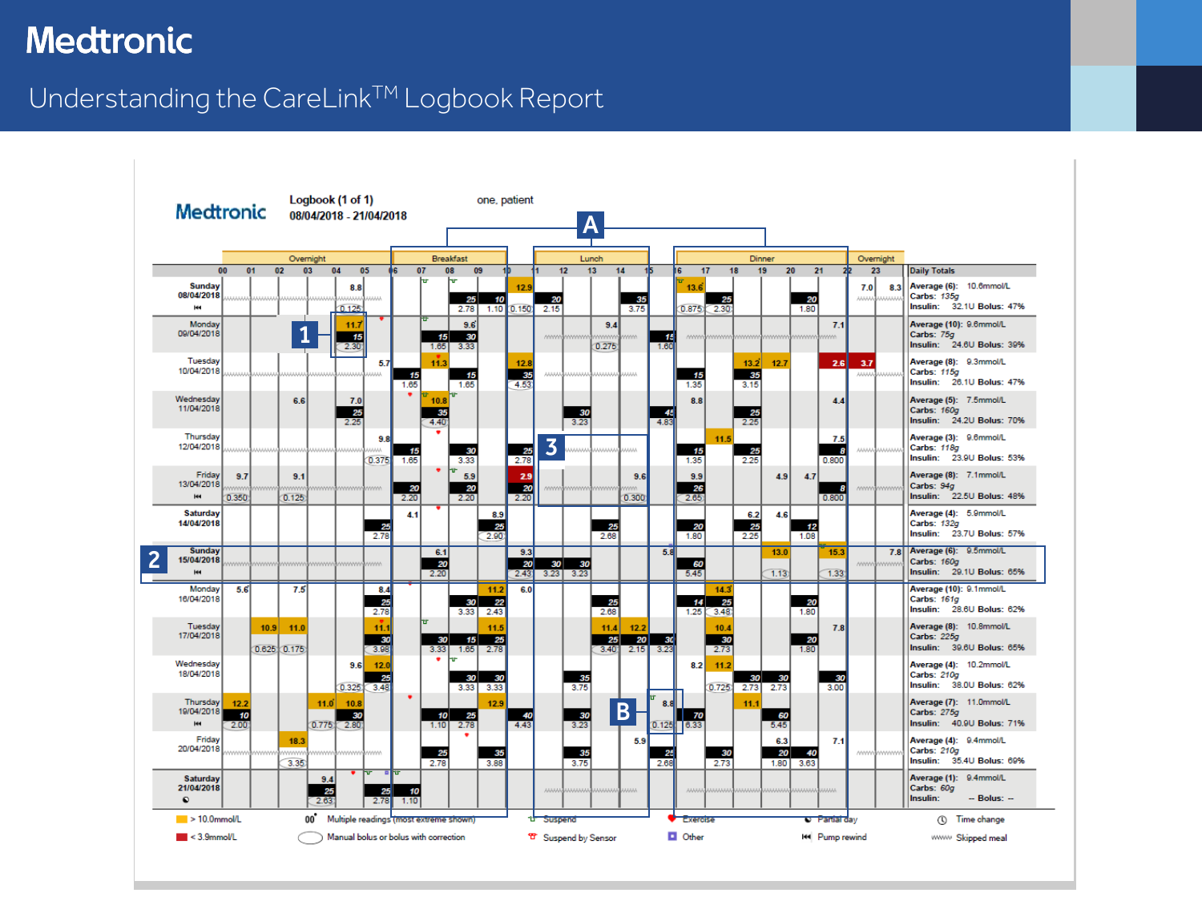# Medtronic

## Understanding the CareLink™ Logbook Report

**Medtronic** — Logbook (1 of 1)
08/04/2018 - 21/04/2018
one, patient

Markers: A (Breakfast, Lunch, Dinner periods), B, 1, 2, 3

| Day | Daily Totals |
|---|---|
| Sunday 08/04/2018 | Average (6): 10.6mmol/L; Carbs: 135g; Insulin: 32.1U Bolus: 47% |
| Monday 09/04/2018 | Average (10): 9.6mmol/L; Carbs: 75g; Insulin: 24.6U Bolus: 39% |
| Tuesday 10/04/2018 | Average (8): 9.3mmol/L; Carbs: 115g; Insulin: 26.1U Bolus: 47% |
| Wednesday 11/04/2018 | Average (5): 7.5mmol/L; Carbs: 160g; Insulin: 24.2U Bolus: 70% |
| Thursday 12/04/2018 | Average (3): 9.6mmol/L; Carbs: 118g; Insulin: 23.9U Bolus: 53% |
| Friday 13/04/2018 | Average (8): 7.1mmol/L; Carbs: 94g; Insulin: 22.5U Bolus: 48% |
| Saturday 14/04/2018 | Average (4): 5.9mmol/L; Carbs: 132g; Insulin: 23.7U Bolus: 57% |
| Sunday 15/04/2018 | Average (6): 9.5mmol/L; Carbs: 160g; Insulin: 29.1U Bolus: 65% |
| Monday 16/04/2018 | Average (10): 9.1mmol/L; Carbs: 161g; Insulin: 28.6U Bolus: 62% |
| Tuesday 17/04/2018 | Average (8): 10.8mmol/L; Carbs: 225g; Insulin: 39.6U Bolus: 65% |
| Wednesday 18/04/2018 | Average (4): 10.2mmol/L; Carbs: 210g; Insulin: 38.0U Bolus: 62% |
| Thursday 19/04/2018 | Average (7): 11.0mmol/L; Carbs: 275g; Insulin: 40.9U Bolus: 71% |
| Friday 20/04/2018 | Average (4): 9.4mmol/L; Carbs: 210g; Insulin: 35.4U Bolus: 69% |
| Saturday 21/04/2018 | Average (1): 9.4mmol/L; Carbs: 60g; Insulin: -- Bolus: -- |

Legend:
- > 10.0mmol/L
- < 3.9mmol/L
- 00° Multiple readings (most extreme shown)
- Manual bolus or bolus with correction
- Suspend
- Suspend by Sensor
- Exercise
- Other
- Partial day
- Pump rewind
- Time change
- Skipped meal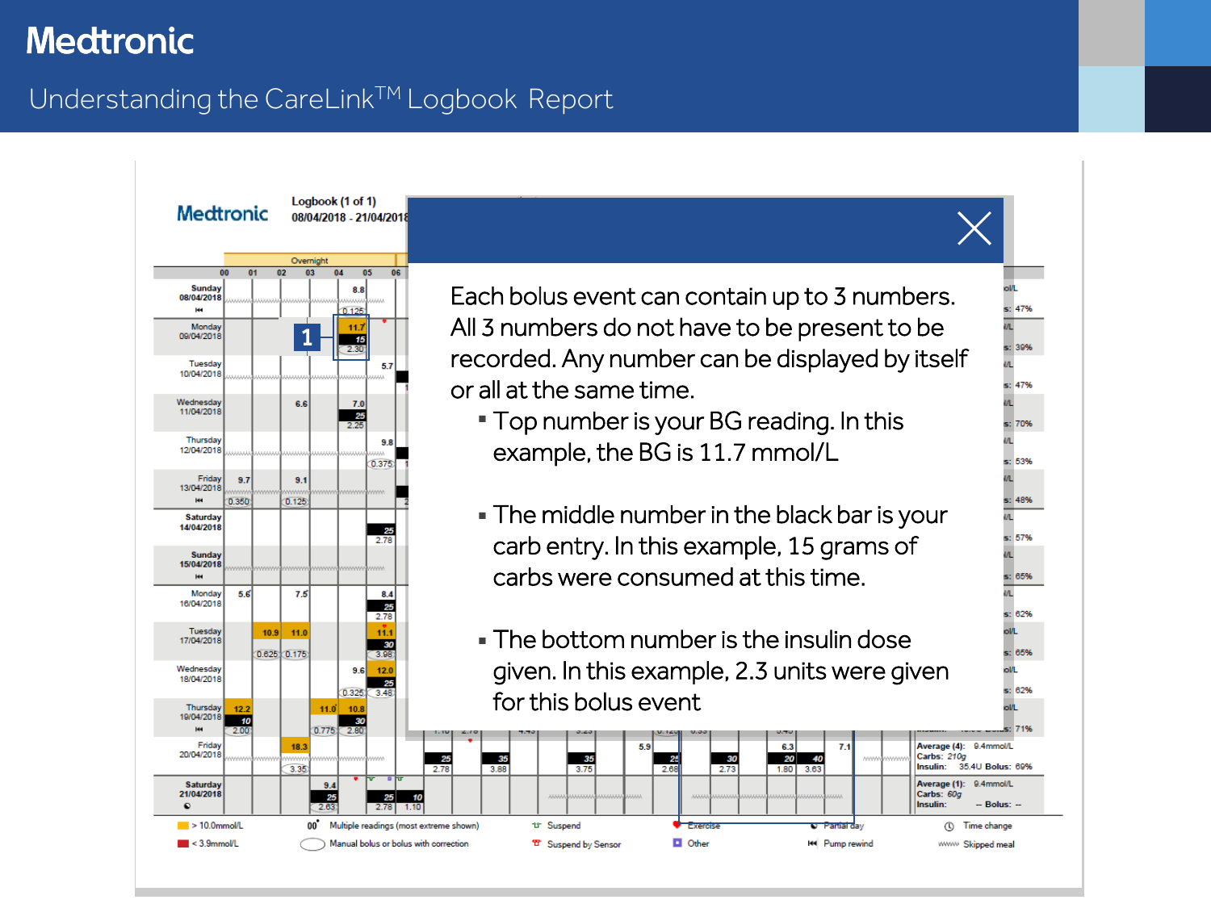# Medtronic

## Understanding the CareLink™ Logbook Report

Each bolus event can contain up to 3 numbers. All 3 numbers do not have to be present to be recorded. Any number can be displayed by itself or all at the same time.

- Top number is your BG reading. In this example, the BG is 11.7 mmol/L
- The middle number in the black bar is your carb entry. In this example, 15 grams of carbs were consumed at this time.
- The bottom number is the insulin dose given. In this example, 2.3 units were given for this bolus event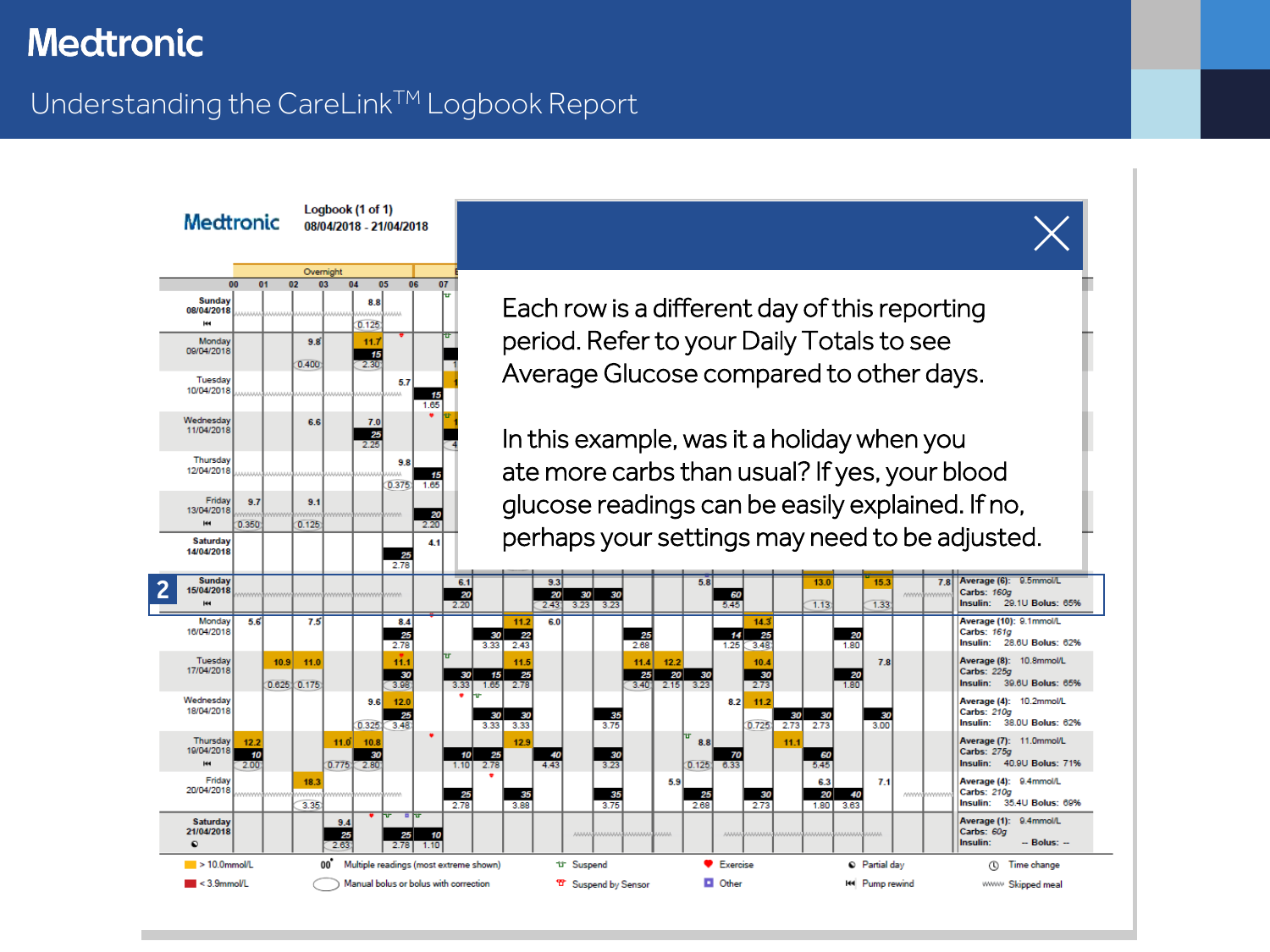# Medtronic

## Understanding the CareLink™ Logbook Report

Each row is a different day of this reporting period. Refer to your Daily Totals to see Average Glucose compared to other days.

In this example, was it a holiday when you ate more carbs than usual? If yes, your blood glucose readings can be easily explained. If no, perhaps your settings may need to be adjusted.

**Logbook (1 of 1)**
08/04/2018 - 21/04/2018

| Day | Daily Totals |
|---|---|
| Sunday 15/04/2018 | Average (6): 9.5mmol/L, Carbs: 160g, Insulin: 29.1U, Bolus: 65% |
| Monday 16/04/2018 | Average (10): 9.1mmol/L, Carbs: 161g, Insulin: 28.6U, Bolus: 62% |
| Tuesday 17/04/2018 | Average (8): 10.8mmol/L, Carbs: 225g, Insulin: 39.6U, Bolus: 65% |
| Wednesday 18/04/2018 | Average (4): 10.2mmol/L, Carbs: 210g, Insulin: 38.0U, Bolus: 62% |
| Thursday 19/04/2018 | Average (7): 11.0mmol/L, Carbs: 275g, Insulin: 40.9U, Bolus: 71% |
| Friday 20/04/2018 | Average (4): 9.4mmol/L, Carbs: 210g, Insulin: 35.4U, Bolus: 69% |
| Saturday 21/04/2018 | Average (1): 9.4mmol/L, Carbs: 60g, Insulin: -- Bolus: -- |

Legend: > 10.0mmol/L; < 3.9mmol/L; 00° Multiple readings (most extreme shown); Manual bolus or bolus with correction; Suspend; Suspend by Sensor; Exercise; Other; Partial day; Pump rewind; Time change; Skipped meal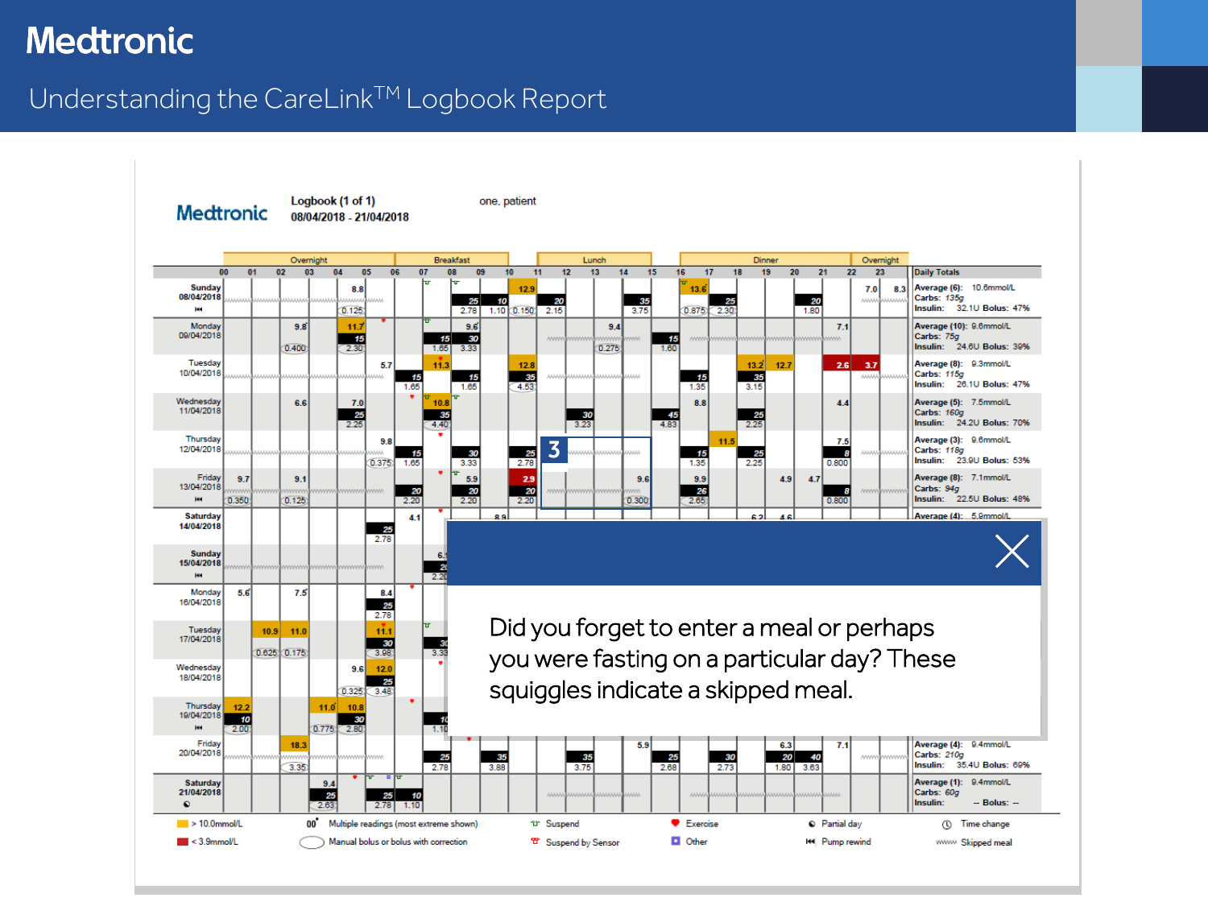# Medtronic

## Understanding the CareLink[TM] Logbook Report

**Medtronic** — Logbook (1 of 1) 08/04/2018 - 21/04/2018 — one, patient

| | Overnight | Breakfast | Lunch | Dinner | Overnight | Daily Totals |
|---|---|---|---|---|---|---|
| Sunday 08/04/2018 | | | | | | Average (6): 10.6mmol/L Carbs: 135g Insulin: 32.1U Bolus: 47% |
| Monday 09/04/2018 | | | | | | Average (10): 9.6mmol/L Carbs: 75g Insulin: 24.6U Bolus: 39% |
| Tuesday 10/04/2018 | | | | | | Average (8): 9.3mmol/L Carbs: 115g Insulin: 26.1U Bolus: 47% |
| Wednesday 11/04/2018 | | | | | | Average (5): 7.5mmol/L Carbs: 160g Insulin: 24.2U Bolus: 70% |
| Thursday 12/04/2018 | | | | | | Average (3): 9.6mmol/L Carbs: 118g Insulin: 23.9U Bolus: 53% |
| Friday 13/04/2018 | | | | | | Average (8): 7.1mmol/L Carbs: 94g Insulin: 22.5U Bolus: 48% |
| Saturday 14/04/2018 | | | | | | Average (4): 5.9mmol/L |
| Friday 20/04/2018 | | | | | | Average (4): 9.4mmol/L Carbs: 210g Insulin: 35.4U Bolus: 69% |
| Saturday 21/04/2018 | | | | | | Average (1): 9.4mmol/L Carbs: 60g Insulin: -- Bolus: -- |

Legend: > 10.0mmol/L; < 3.9mmol/L; Multiple readings (most extreme shown); Manual bolus or bolus with correction; Suspend; Suspend by Sensor; Exercise; Other; Partial day; Pump rewind; Time change; Skipped meal

**3**

Did you forget to enter a meal or perhaps you were fasting on a particular day? These squiggles indicate a skipped meal.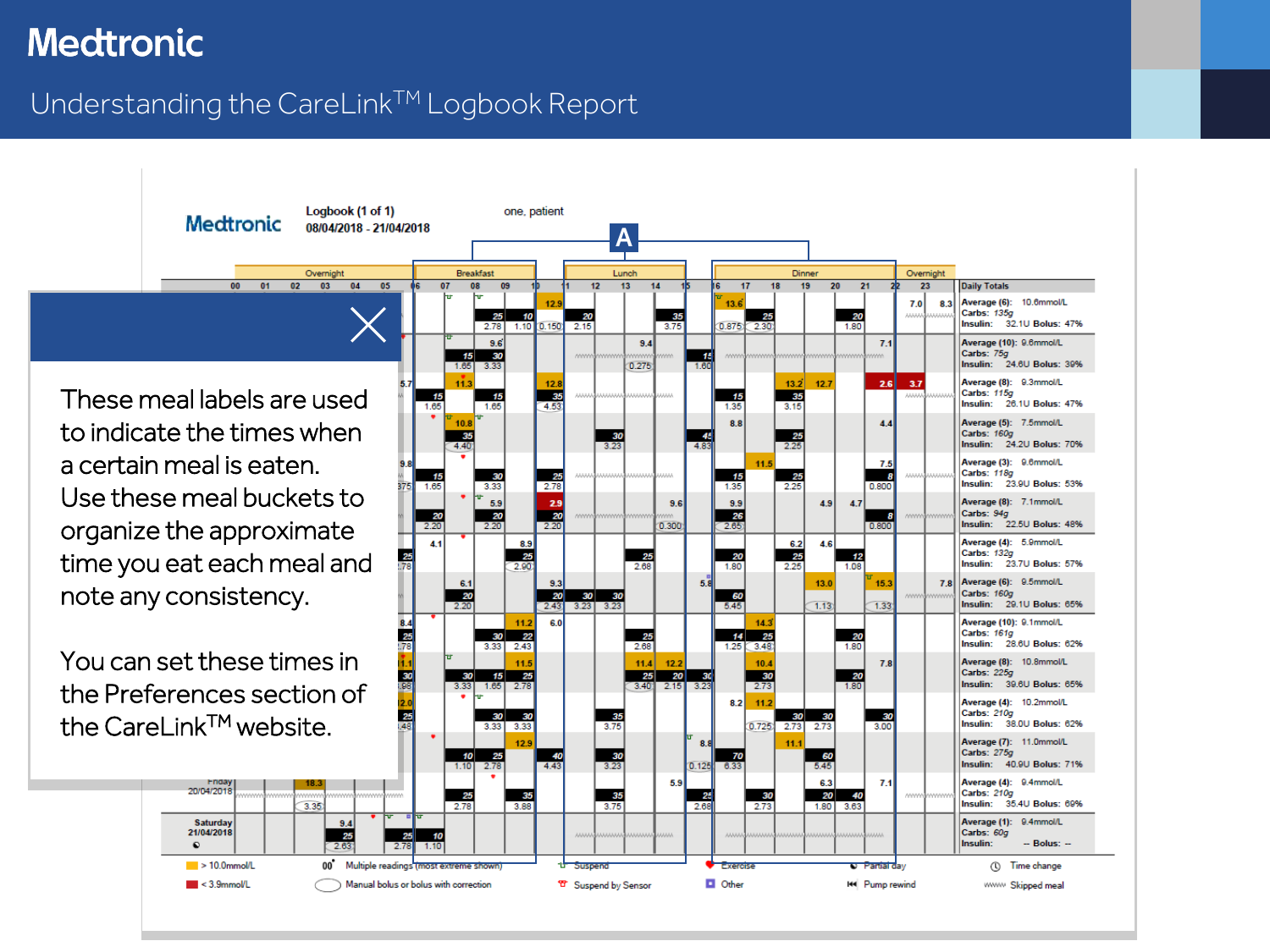# Medtronic

## Understanding the CareLink™ Logbook Report

These meal labels are used to indicate the times when a certain meal is eaten. Use these meal buckets to organize the approximate time you eat each meal and note any consistency.

You can set these times in the Preferences section of the CareLink™ website.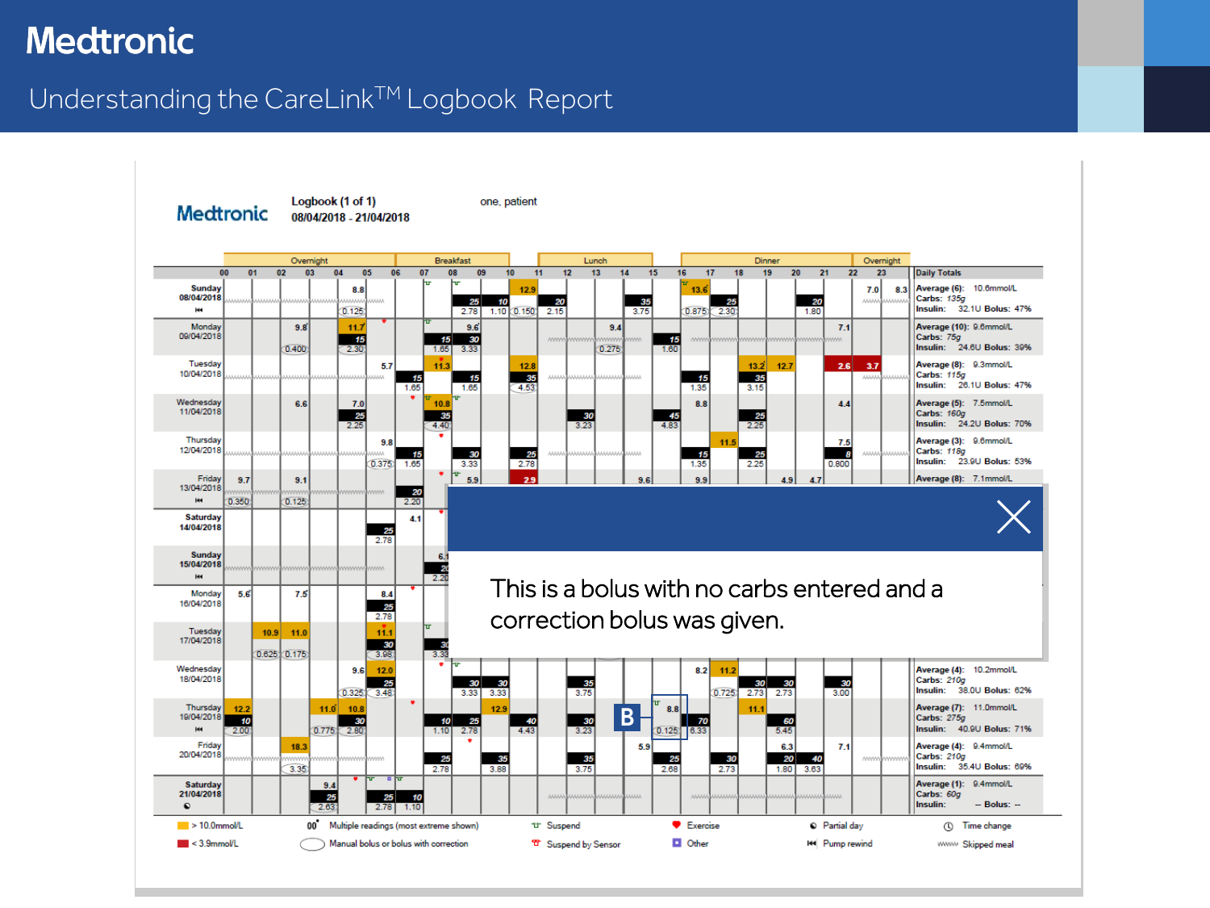# Medtronic

## Understanding the CareLink™ Logbook Report

**Medtronic** Logbook (1 of 1) 08/04/2018 - 21/04/2018 — one, patient

This is a bolus with no carbs entered and a correction bolus was given.

**B**

| Legend | |
|---|---|
| > 10.0mmol/L | < 3.9mmol/L |
| 00 Multiple readings (most extreme shown) | Manual bolus or bolus with correction |
| Suspend | Suspend by Sensor |
| Exercise | Other |
| Partial day | Pump rewind |
| Time change | Skipped meal |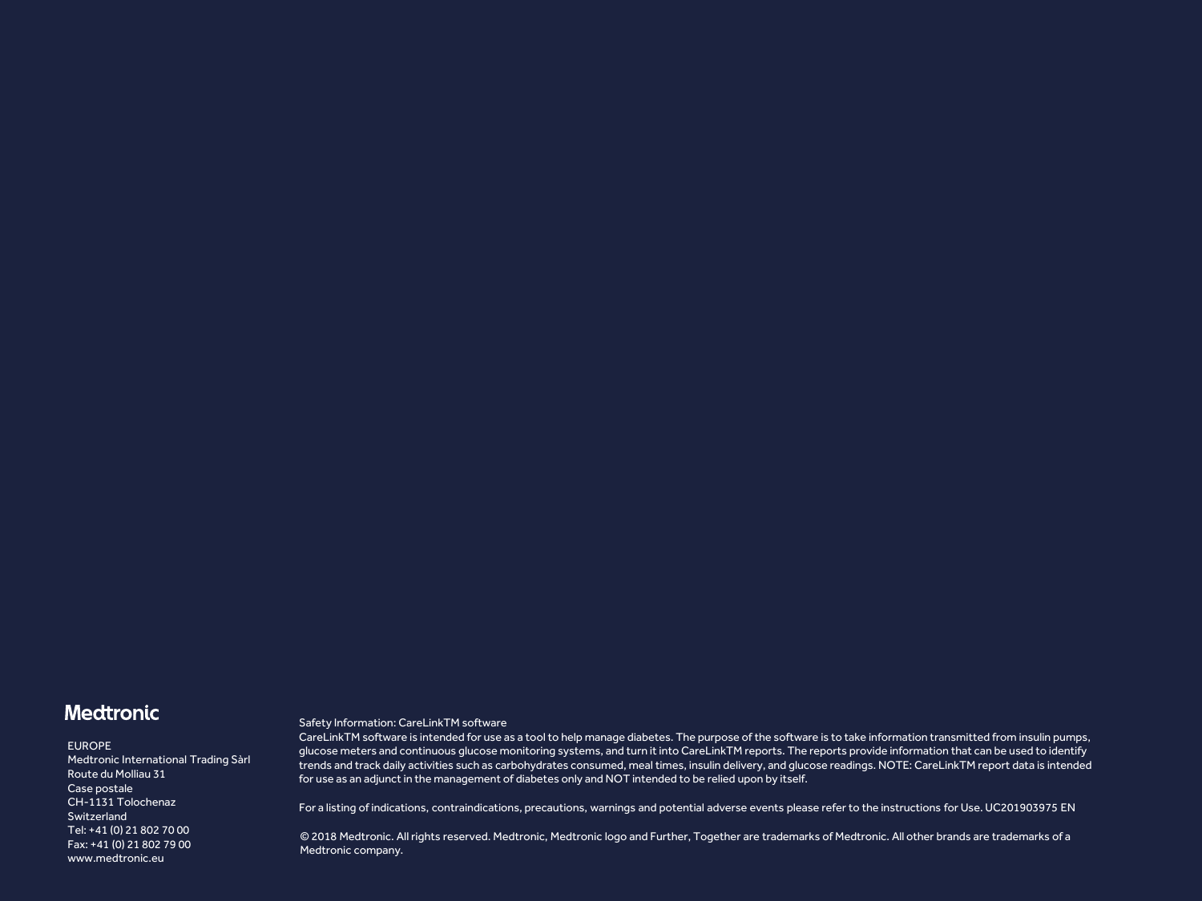**Medtronic**

EUROPE
Medtronic International Trading Sàrl
Route du Molliau 31
Case postale
CH-1131 Tolochenaz
Switzerland
Tel: +41 (0) 21 802 70 00
Fax: +41 (0) 21 802 79 00
www.medtronic.eu

Safety Information: CareLinkTM software
CareLinkTM software is intended for use as a tool to help manage diabetes. The purpose of the software is to take information transmitted from insulin pumps, glucose meters and continuous glucose monitoring systems, and turn it into CareLinkTM reports. The reports provide information that can be used to identify trends and track daily activities such as carbohydrates consumed, meal times, insulin delivery, and glucose readings. NOTE: CareLinkTM report data is intended for use as an adjunct in the management of diabetes only and NOT intended to be relied upon by itself.

For a listing of indications, contraindications, precautions, warnings and potential adverse events please refer to the instructions for Use. UC201903975 EN

© 2018 Medtronic. All rights reserved. Medtronic, Medtronic logo and Further, Together are trademarks of Medtronic. All other brands are trademarks of a Medtronic company.